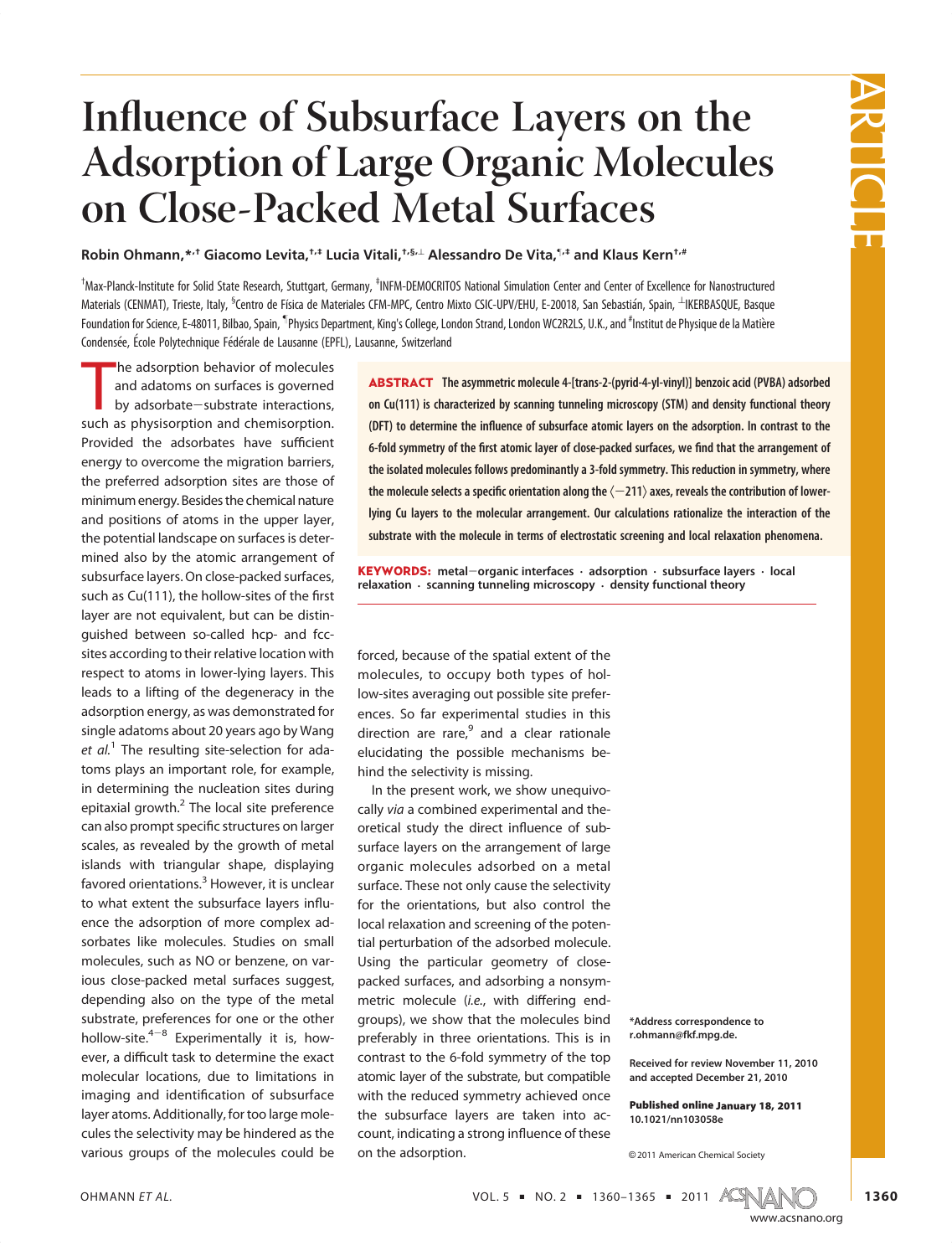# Influence of Subsurface Layers on the Adsorption of Large Organic Molecules on Close-Packed Metal Surfaces

**Robin Ohmann,[*,†] Giacomo Levita,[†,‡] Lucia Vitali,[†,§,⊥] Alessandro De Vita,[¶,‡] and Klaus Kern[†,#]**

[†]Max-Planck-Institute for Solid State Research, Stuttgart, Germany, [‡]INFM-DEMOCRITOS National Simulation Center and Center of Excellence for Nanostructured Materials (CENMAT), Trieste, Italy, [§]Centro de Física de Materiales CFM-MPC, Centro Mixto CSIC-UPV/EHU, E-20018, San Sebastián, Spain, [⊥]IKERBASQUE, Basque Foundation for Science, E-48011, Bilbao, Spain, [¶]Physics Department, King's College, London Strand, London WC2R2LS, U.K., and [#]Institut de Physique de la Matière Condensée, École Polytechnique Fédérale de Lausanne (EPFL), Lausanne, Switzerland

**ABSTRACT** The asymmetric molecule 4-[trans-2-(pyrid-4-yl-vinyl)] benzoic acid (PVBA) adsorbed on Cu(111) is characterized by scanning tunneling microscopy (STM) and density functional theory (DFT) to determine the influence of subsurface atomic layers on the adsorption. In contrast to the 6-fold symmetry of the first atomic layer of close-packed surfaces, we find that the arrangement of the isolated molecules follows predominantly a 3-fold symmetry. This reduction in symmetry, where the molecule selects a specific orientation along the ⟨−211⟩ axes, reveals the contribution of lower-lying Cu layers to the molecular arrangement. Our calculations rationalize the interaction of the substrate with the molecule in terms of electrostatic screening and local relaxation phenomena.

**KEYWORDS:** metal−organic interfaces · adsorption · subsurface layers · local relaxation · scanning tunneling microscopy · density functional theory

The adsorption behavior of molecules and adatoms on surfaces is governed by adsorbate−substrate interactions, such as physisorption and chemisorption. Provided the adsorbates have sufficient energy to overcome the migration barriers, the preferred adsorption sites are those of minimum energy. Besides the chemical nature and positions of atoms in the upper layer, the potential landscape on surfaces is determined also by the atomic arrangement of subsurface layers. On close-packed surfaces, such as Cu(111), the hollow-sites of the first layer are not equivalent, but can be distinguished between so-called hcp- and fcc-sites according to their relative location with respect to atoms in lower-lying layers. This leads to a lifting of the degeneracy in the adsorption energy, as was demonstrated for single adatoms about 20 years ago by Wang *et al.*[1] The resulting site-selection for adatoms plays an important role, for example, in determining the nucleation sites during epitaxial growth.[2] The local site preference can also prompt specific structures on larger scales, as revealed by the growth of metal islands with triangular shape, displaying favored orientations.[3] However, it is unclear to what extent the subsurface layers influence the adsorption of more complex adsorbates like molecules. Studies on small molecules, such as NO or benzene, on various close-packed metal surfaces suggest, depending also on the type of the metal substrate, preferences for one or the other hollow-site.[4−8] Experimentally it is, however, a difficult task to determine the exact molecular locations, due to limitations in imaging and identification of subsurface layer atoms. Additionally, for too large molecules the selectivity may be hindered as the various groups of the molecules could be forced, because of the spatial extent of the molecules, to occupy both types of hollow-sites averaging out possible site preferences. So far experimental studies in this direction are rare,[9] and a clear rationale elucidating the possible mechanisms behind the selectivity is missing.

In the present work, we show unequivocally *via* a combined experimental and theoretical study the direct influence of subsurface layers on the arrangement of large organic molecules adsorbed on a metal surface. These not only cause the selectivity for the orientations, but also control the local relaxation and screening of the potential perturbation of the adsorbed molecule. Using the particular geometry of close-packed surfaces, and adsorbing a nonsymmetric molecule (*i.e.*, with differing end-groups), we show that the molecules bind preferably in three orientations. This is in contrast to the 6-fold symmetry of the top atomic layer of the substrate, but compatible with the reduced symmetry achieved once the subsurface layers are taken into account, indicating a strong influence of these on the adsorption.

*Address correspondence to r.ohmann@fkf.mpg.de.

Received for review November 11, 2010 and accepted December 21, 2010

**Published online January 18, 2011**
**10.1021/nn103058e**

© 2011 American Chemical Society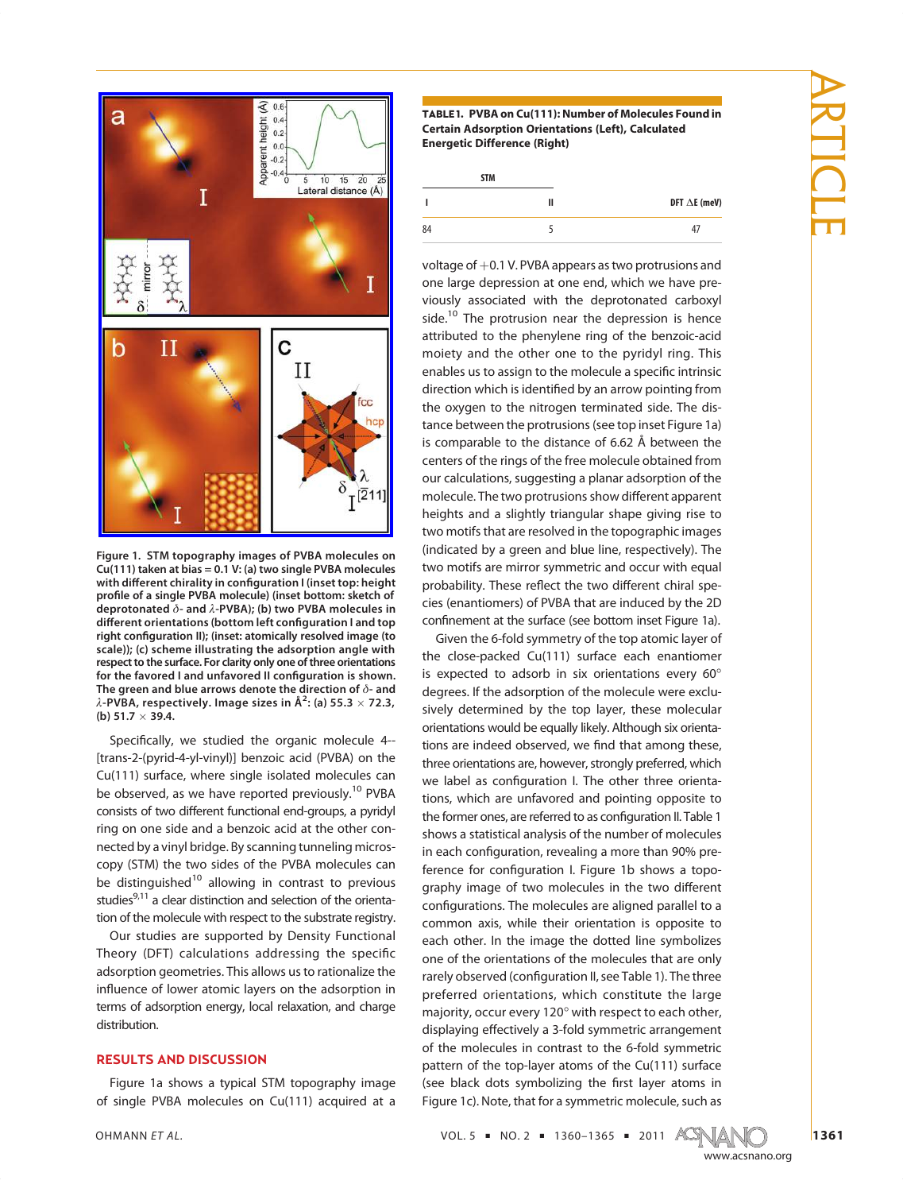Figure 1. STM topography images of PVBA molecules on Cu(111) taken at bias = 0.1 V: (a) two single PVBA molecules with different chirality in configuration I (inset top: height profile of a single PVBA molecule) (inset bottom: sketch of deprotonated $\delta$- and $\lambda$-PVBA); (b) two PVBA molecules in different orientations (bottom left configuration I and top right configuration II); (inset: atomically resolved image (to scale)); (c) scheme illustrating the adsorption angle with respect to the surface. For clarity only one of three orientations for the favored I and unfavored II configuration is shown. The green and blue arrows denote the direction of $\delta$- and $\lambda$-PVBA, respectively. Image sizes in Å$^2$: (a) 55.3 × 72.3, (b) 51.7 × 39.4.

Specifically, we studied the organic molecule 4--[trans-2-(pyrid-4-yl-vinyl)] benzoic acid (PVBA) on the Cu(111) surface, where single isolated molecules can be observed, as we have reported previously.[10] PVBA consists of two different functional end-groups, a pyridyl ring on one side and a benzoic acid at the other connected by a vinyl bridge. By scanning tunneling microscopy (STM) the two sides of the PVBA molecules can be distinguished[10] allowing in contrast to previous studies[9,11] a clear distinction and selection of the orientation of the molecule with respect to the substrate registry.

Our studies are supported by Density Functional Theory (DFT) calculations addressing the specific adsorption geometries. This allows us to rationalize the influence of lower atomic layers on the adsorption in terms of adsorption energy, local relaxation, and charge distribution.

## RESULTS AND DISCUSSION

Figure 1a shows a typical STM topography image of single PVBA molecules on Cu(111) acquired at a voltage of +0.1 V. PVBA appears as two protrusions and one large depression at one end, which we have previously associated with the deprotonated carboxyl side.[10] The protrusion near the depression is hence attributed to the phenylene ring of the benzoic-acid moiety and the other one to the pyridyl ring. This enables us to assign to the molecule a specific intrinsic direction which is identified by an arrow pointing from the oxygen to the nitrogen terminated side. The distance between the protrusions (see top inset Figure 1a) is comparable to the distance of 6.62 Å between the centers of the rings of the free molecule obtained from our calculations, suggesting a planar adsorption of the molecule. The two protrusions show different apparent heights and a slightly triangular shape giving rise to two motifs that are resolved in the topographic images (indicated by a green and blue line, respectively). The two motifs are mirror symmetric and occur with equal probability. These reflect the two different chiral species (enantiomers) of PVBA that are induced by the 2D confinement at the surface (see bottom inset Figure 1a).

Given the 6-fold symmetry of the top atomic layer of the close-packed Cu(111) surface each enantiomer is expected to adsorb in six orientations every 60° degrees. If the adsorption of the molecule were exclusively determined by the top layer, these molecular orientations would be equally likely. Although six orientations are indeed observed, we find that among these, three orientations are, however, strongly preferred, which we label as configuration I. The other three orientations, which are unfavored and pointing opposite to the former ones, are referred to as configuration II. Table 1 shows a statistical analysis of the number of molecules in each configuration, revealing a more than 90% preference for configuration I. Figure 1b shows a topography image of two molecules in the two different configurations. The molecules are aligned parallel to a common axis, while their orientation is opposite to each other. In the image the dotted line symbolizes one of the orientations of the molecules that are only rarely observed (configuration II, see Table 1). The three preferred orientations, which constitute the large majority, occur every 120° with respect to each other, displaying effectively a 3-fold symmetric arrangement of the molecules in contrast to the 6-fold symmetric pattern of the top-layer atoms of the Cu(111) surface (see black dots symbolizing the first layer atoms in Figure 1c). Note, that for a symmetric molecule, such as

**TABLE 1. PVBA on Cu(111): Number of Molecules Found in Certain Adsorption Orientations (Left), Calculated Energetic Difference (Right)**

| STM | | |
|---|---|---|
| I | II | DFT $\Delta E$ (meV) |
| 84 | 5 | 47 |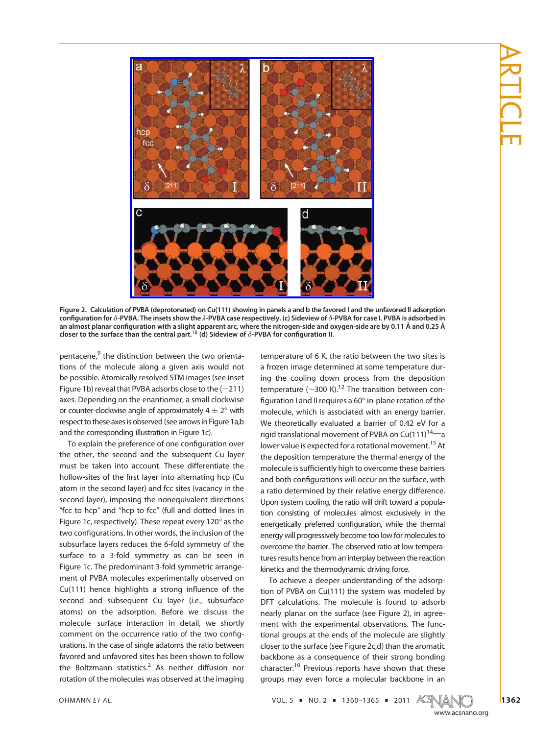Figure 2. Calculation of PVBA (deprotonated) on Cu(111) showing in panels a and b the favored I and the unfavored II adsorption configuration for δ-PVBA. The insets show the λ-PVBA case respectively. (c) Sideview of δ-PVBA for case I. PVBA is adsorbed in an almost planar configuration with a slight apparent arc, where the nitrogen-side and oxygen-side are by 0.11 Å and 0.25 Å closer to the surface than the central part.[18] (d) Sideview of δ-PVBA for configuration II.

pentacene,[9] the distinction between the two orientations of the molecule along a given axis would not be possible. Atomically resolved STM images (see inset Figure 1b) reveal that PVBA adsorbs close to the ⟨−211⟩ axes. Depending on the enantiomer, a small clockwise or counter-clockwise angle of approximately 4 ± 2° with respect to these axes is observed (see arrows in Figure 1a,b and the corresponding illustration in Figure 1c).

To explain the preference of one configuration over the other, the second and the subsequent Cu layer must be taken into account. These differentiate the hollow-sites of the first layer into alternating hcp (Cu atom in the second layer) and fcc sites (vacancy in the second layer), imposing the nonequivalent directions "fcc to hcp" and "hcp to fcc" (full and dotted lines in Figure 1c, respectively). These repeat every 120° as the two configurations. In other words, the inclusion of the subsurface layers reduces the 6-fold symmetry of the surface to a 3-fold symmetry as can be seen in Figure 1c. The predominant 3-fold symmetric arrangement of PVBA molecules experimentally observed on Cu(111) hence highlights a strong influence of the second and subsequent Cu layer (*i.e.*, subsurface atoms) on the adsorption. Before we discuss the molecule−surface interaction in detail, we shortly comment on the occurrence ratio of the two configurations. In the case of single adatoms the ratio between favored and unfavored sites has been shown to follow the Boltzmann statistics.[2] As neither diffusion nor rotation of the molecules was observed at the imaging temperature of 6 K, the ratio between the two sites is a frozen image determined at some temperature during the cooling down process from the deposition temperature (∼300 K).[12] The transition between configuration I and II requires a 60° in-plane rotation of the molecule, which is associated with an energy barrier. We theoretically evaluated a barrier of 0.42 eV for a rigid translational movement of PVBA on Cu(111)[14]—a lower value is expected for a rotational movement.[15] At the deposition temperature the thermal energy of the molecule is sufficiently high to overcome these barriers and both configurations will occur on the surface, with a ratio determined by their relative energy difference. Upon system cooling, the ratio will drift toward a population consisting of molecules almost exclusively in the energetically preferred configuration, while the thermal energy will progressively become too low for molecules to overcome the barrier. The observed ratio at low temperatures results hence from an interplay between the reaction kinetics and the thermodynamic driving force.

To achieve a deeper understanding of the adsorption of PVBA on Cu(111) the system was modeled by DFT calculations. The molecule is found to adsorb nearly planar on the surface (see Figure 2), in agreement with the experimental observations. The functional groups at the ends of the molecule are slightly closer to the surface (see Figure 2c,d) than the aromatic backbone as a consequence of their strong bonding character.[10] Previous reports have shown that these groups may even force a molecular backbone in an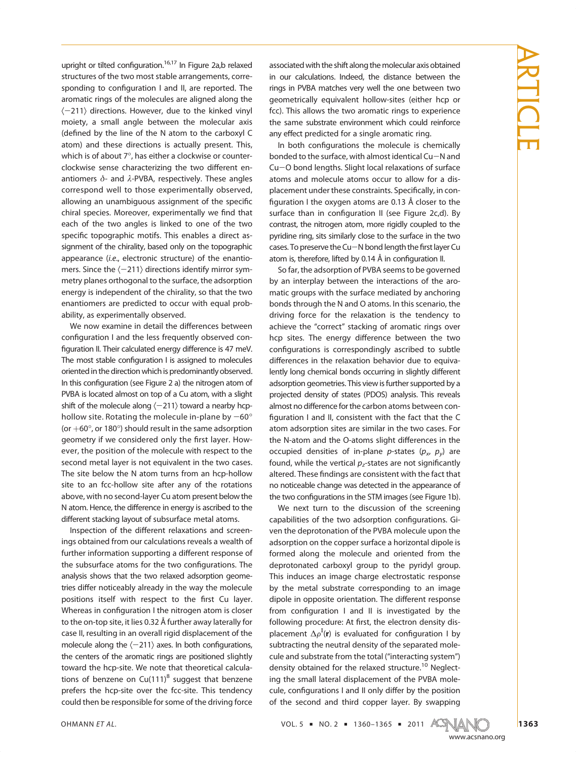upright or tilted configuration.[16,17] In Figure 2a,b relaxed structures of the two most stable arrangements, corresponding to configuration I and II, are reported. The aromatic rings of the molecules are aligned along the ⟨−211⟩ directions. However, due to the kinked vinyl moiety, a small angle between the molecular axis (defined by the line of the N atom to the carboxyl C atom) and these directions is actually present. This, which is of about 7°, has either a clockwise or counterclockwise sense characterizing the two different enantiomers *δ*- and *λ*-PVBA, respectively. These angles correspond well to those experimentally observed, allowing an unambiguous assignment of the specific chiral species. Moreover, experimentally we find that each of the two angles is linked to one of the two specific topographic motifs. This enables a direct assignment of the chirality, based only on the topographic appearance (*i.e.*, electronic structure) of the enantiomers. Since the ⟨−211⟩ directions identify mirror symmetry planes orthogonal to the surface, the adsorption energy is independent of the chirality, so that the two enantiomers are predicted to occur with equal probability, as experimentally observed.

We now examine in detail the differences between configuration I and the less frequently observed configuration II. Their calculated energy difference is 47 meV. The most stable configuration I is assigned to molecules oriented in the direction which is predominantly observed. In this configuration (see Figure 2 a) the nitrogen atom of PVBA is located almost on top of a Cu atom, with a slight shift of the molecule along ⟨−211⟩ toward a nearby hcp-hollow site. Rotating the molecule in-plane by −60° (or +60°, or 180°) should result in the same adsorption geometry if we considered only the first layer. However, the position of the molecule with respect to the second metal layer is not equivalent in the two cases. The site below the N atom turns from an hcp-hollow site to an fcc-hollow site after any of the rotations above, with no second-layer Cu atom present below the N atom. Hence, the difference in energy is ascribed to the different stacking layout of subsurface metal atoms.

Inspection of the different relaxations and screenings obtained from our calculations reveals a wealth of further information supporting a different response of the subsurface atoms for the two configurations. The analysis shows that the two relaxed adsorption geometries differ noticeably already in the way the molecule positions itself with respect to the first Cu layer. Whereas in configuration I the nitrogen atom is closer to the on-top site, it lies 0.32 Å further away laterally for case II, resulting in an overall rigid displacement of the molecule along the ⟨−211⟩ axes. In both configurations, the centers of the aromatic rings are positioned slightly toward the hcp-site. We note that theoretical calculations of benzene on Cu(111)[8] suggest that benzene prefers the hcp-site over the fcc-site. This tendency could then be responsible for some of the driving force associated with the shift along the molecular axis obtained in our calculations. Indeed, the distance between the rings in PVBA matches very well the one between two geometrically equivalent hollow-sites (either hcp or fcc). This allows the two aromatic rings to experience the same substrate environment which could reinforce any effect predicted for a single aromatic ring.

In both configurations the molecule is chemically bonded to the surface, with almost identical Cu−N and Cu−O bond lengths. Slight local relaxations of surface atoms and molecule atoms occur to allow for a displacement under these constraints. Specifically, in configuration I the oxygen atoms are 0.13 Å closer to the surface than in configuration II (see Figure 2c,d). By contrast, the nitrogen atom, more rigidly coupled to the pyridine ring, sits similarly close to the surface in the two cases. To preserve the Cu−N bond length the first layer Cu atom is, therefore, lifted by 0.14 Å in configuration II.

So far, the adsorption of PVBA seems to be governed by an interplay between the interactions of the aromatic groups with the surface mediated by anchoring bonds through the N and O atoms. In this scenario, the driving force for the relaxation is the tendency to achieve the "correct" stacking of aromatic rings over hcp sites. The energy difference between the two configurations is correspondingly ascribed to subtle differences in the relaxation behavior due to equivalently long chemical bonds occurring in slightly different adsorption geometries. This view is further supported by a projected density of states (PDOS) analysis. This reveals almost no difference for the carbon atoms between configuration I and II, consistent with the fact that the C atom adsorption sites are similar in the two cases. For the N-atom and the O-atoms slight differences in the occupied densities of in-plane *p*-states ($p_x$, $p_y$) are found, while the vertical $p_z$-states are not significantly altered. These findings are consistent with the fact that no noticeable change was detected in the appearance of the two configurations in the STM images (see Figure 1b).

We next turn to the discussion of the screening capabilities of the two adsorption configurations. Given the deprotonation of the PVBA molecule upon the adsorption on the copper surface a horizontal dipole is formed along the molecule and oriented from the deprotonated carboxyl group to the pyridyl group. This induces an image charge electrostatic response by the metal substrate corresponding to an image dipole in opposite orientation. The different response from configuration I and II is investigated by the following procedure: At first, the electron density displacement $\Delta\rho^{I}(\mathbf{r})$ is evaluated for configuration I by subtracting the neutral density of the separated molecule and substrate from the total ("interacting system") density obtained for the relaxed structure.[10] Neglecting the small lateral displacement of the PVBA molecule, configurations I and II only differ by the position of the second and third copper layer. By swapping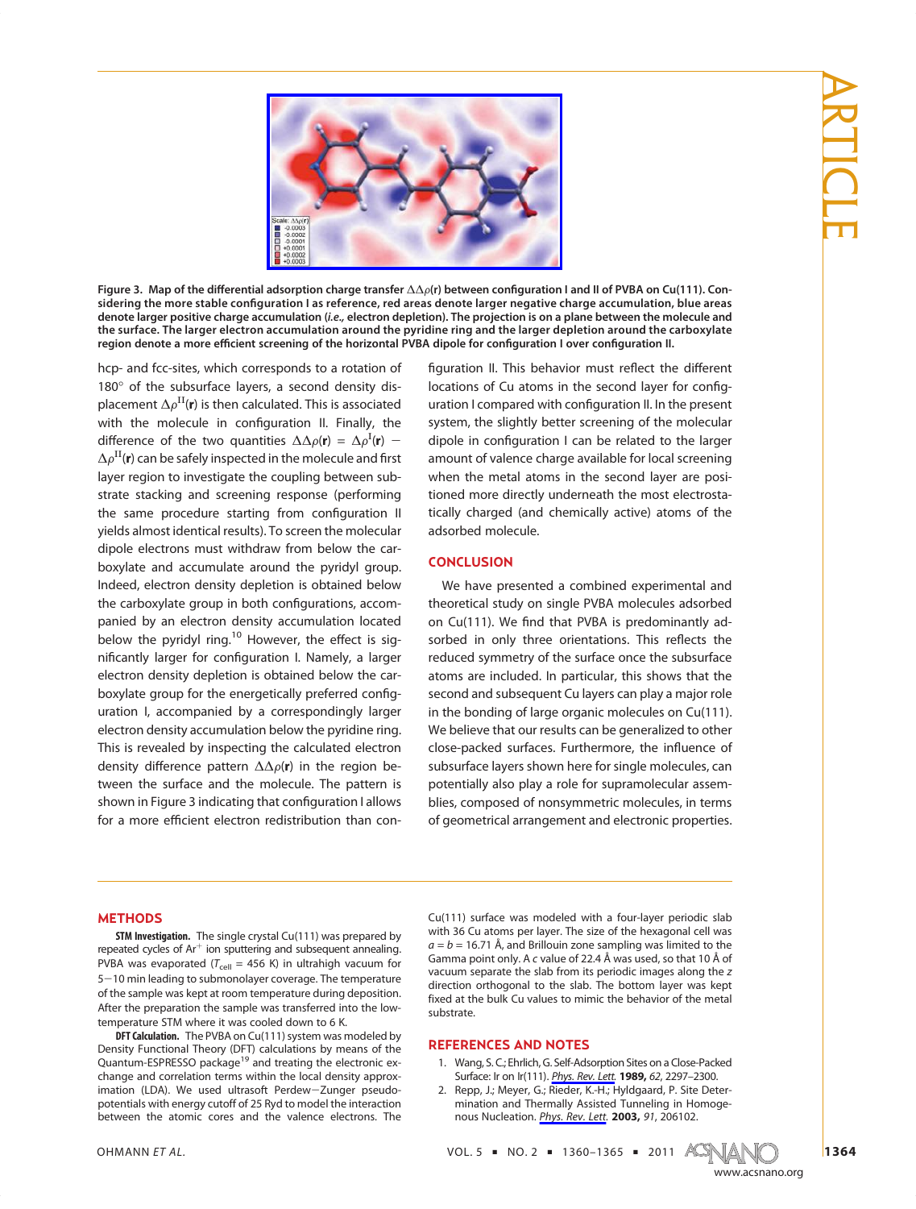Figure 3. Map of the differential adsorption charge transfer $\Delta\Delta\rho(\mathbf{r})$ between configuration I and II of PVBA on Cu(111). Considering the more stable configuration I as reference, red areas denote larger negative charge accumulation, blue areas denote larger positive charge accumulation (*i.e.,* electron depletion). The projection is on a plane between the molecule and the surface. The larger electron accumulation around the pyridine ring and the larger depletion around the carboxylate region denote a more efficient screening of the horizontal PVBA dipole for configuration I over configuration II.

hcp- and fcc-sites, which corresponds to a rotation of 180° of the subsurface layers, a second density displacement $\Delta\rho^{II}(\mathbf{r})$ is then calculated. This is associated with the molecule in configuration II. Finally, the difference of the two quantities $\Delta\Delta\rho(\mathbf{r}) = \Delta\rho^{I}(\mathbf{r}) - \Delta\rho^{II}(\mathbf{r})$ can be safely inspected in the molecule and first layer region to investigate the coupling between substrate stacking and screening response (performing the same procedure starting from configuration II yields almost identical results). To screen the molecular dipole electrons must withdraw from below the carboxylate and accumulate around the pyridyl group. Indeed, electron density depletion is obtained below the carboxylate group in both configurations, accompanied by an electron density accumulation located below the pyridyl ring.[10] However, the effect is significantly larger for configuration I. Namely, a larger electron density depletion is obtained below the carboxylate group for the energetically preferred configuration I, accompanied by a correspondingly larger electron density accumulation below the pyridine ring. This is revealed by inspecting the calculated electron density difference pattern $\Delta\Delta\rho(\mathbf{r})$ in the region between the surface and the molecule. The pattern is shown in Figure 3 indicating that configuration I allows for a more efficient electron redistribution than configuration II. This behavior must reflect the different locations of Cu atoms in the second layer for configuration I compared with configuration II. In the present system, the slightly better screening of the molecular dipole in configuration I can be related to the larger amount of valence charge available for local screening when the metal atoms in the second layer are positioned more directly underneath the most electrostatically charged (and chemically active) atoms of the adsorbed molecule.

## CONCLUSION

We have presented a combined experimental and theoretical study on single PVBA molecules adsorbed on Cu(111). We find that PVBA is predominantly adsorbed in only three orientations. This reflects the reduced symmetry of the surface once the subsurface atoms are included. In particular, this shows that the second and subsequent Cu layers can play a major role in the bonding of large organic molecules on Cu(111). We believe that our results can be generalized to other close-packed surfaces. Furthermore, the influence of subsurface layers shown here for single molecules, can potentially also play a role for supramolecular assemblies, composed of nonsymmetric molecules, in terms of geometrical arrangement and electronic properties.

## METHODS

**STM Investigation.** The single crystal Cu(111) was prepared by repeated cycles of $Ar^{+}$ ion sputtering and subsequent annealing. PVBA was evaporated ($T_{cell}$ = 456 K) in ultrahigh vacuum for 5−10 min leading to submonolayer coverage. The temperature of the sample was kept at room temperature during deposition. After the preparation the sample was transferred into the low-temperature STM where it was cooled down to 6 K.

**DFT Calculation.** The PVBA on Cu(111) system was modeled by Density Functional Theory (DFT) calculations by means of the Quantum-ESPRESSO package[19] and treating the electronic exchange and correlation terms within the local density approximation (LDA). We used ultrasoft Perdew−Zunger pseudopotentials with energy cutoff of 25 Ryd to model the interaction between the atomic cores and the valence electrons. The Cu(111) surface was modeled with a four-layer periodic slab with 36 Cu atoms per layer. The size of the hexagonal cell was $a = b = 16.71$ Å, and Brillouin zone sampling was limited to the Gamma point only. A $c$ value of 22.4 Å was used, so that 10 Å of vacuum separate the slab from its periodic images along the $z$ direction orthogonal to the slab. The bottom layer was kept fixed at the bulk Cu values to mimic the behavior of the metal substrate.

## REFERENCES AND NOTES

1. Wang, S. C.; Ehrlich, G. Self-Adsorption Sites on a Close-Packed Surface: Ir on Ir(111). *Phys. Rev. Lett.* **1989,** *62*, 2297–2300.
2. Repp, J.; Meyer, G.; Rieder, K.-H.; Hyldgaard, P. Site Determination and Thermally Assisted Tunneling in Homogenous Nucleation. *Phys. Rev. Lett.* **2003,** *91*, 206102.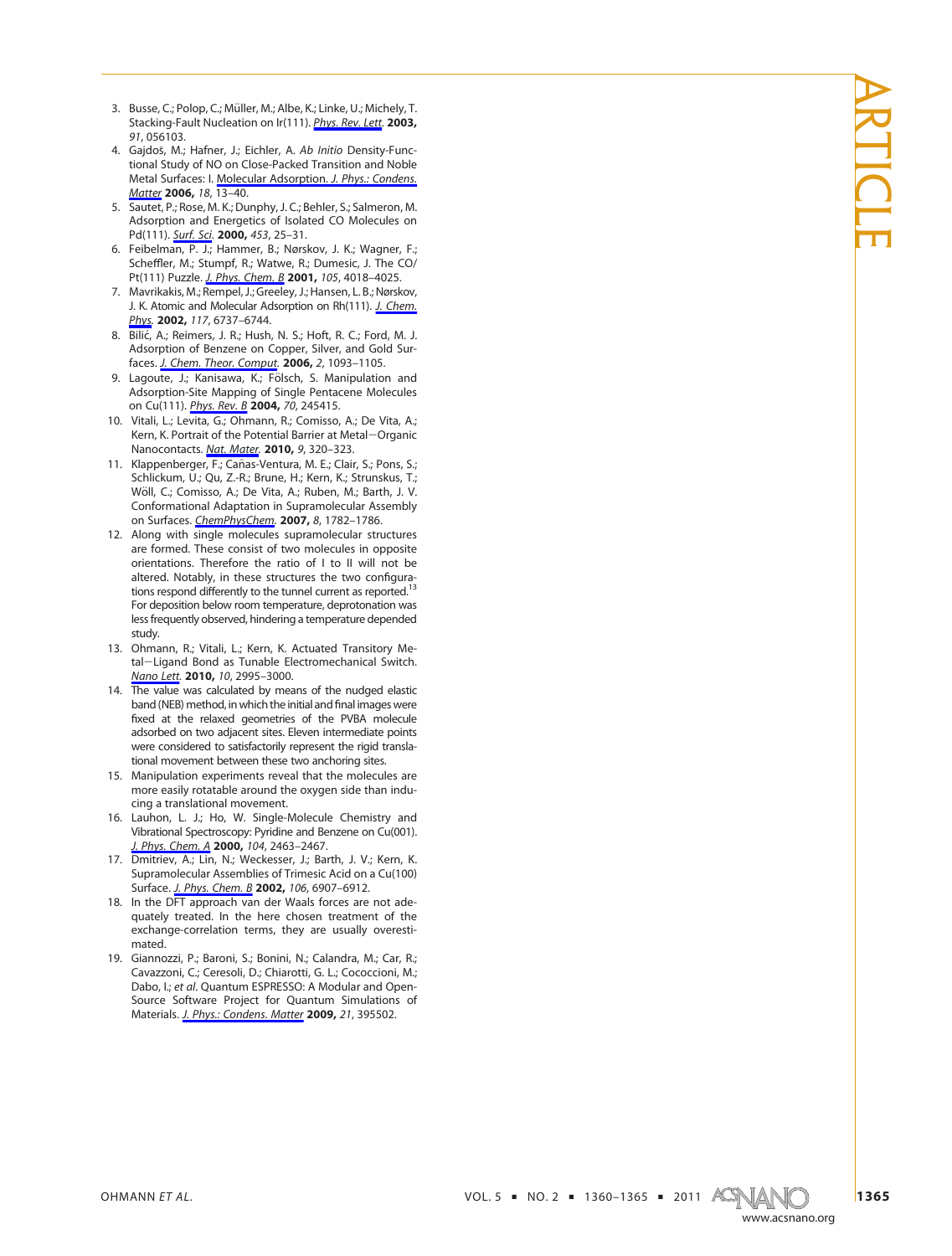3. Busse, C.; Polop, C.; Müller, M.; Albe, K.; Linke, U.; Michely, T. Stacking-Fault Nucleation on Ir(111). *Phys. Rev. Lett.* **2003,** *91*, 056103.
4. Gajdoš, M.; Hafner, J.; Eichler, A. *Ab Initio* Density-Functional Study of NO on Close-Packed Transition and Noble Metal Surfaces: I. Molecular Adsorption. *J. Phys.: Condens. Matter* **2006,** *18*, 13–40.
5. Sautet, P.; Rose, M. K.; Dunphy, J. C.; Behler, S.; Salmeron, M. Adsorption and Energetics of Isolated CO Molecules on Pd(111). *Surf. Sci.* **2000,** *453*, 25–31.
6. Feibelman, P. J.; Hammer, B.; Nørskov, J. K.; Wagner, F.; Scheffler, M.; Stumpf, R.; Watwe, R.; Dumesic, J. The CO/Pt(111) Puzzle. *J. Phys. Chem. B* **2001,** *105*, 4018–4025.
7. Mavrikakis, M.; Rempel, J.; Greeley, J.; Hansen, L. B.; Nørskov, J. K. Atomic and Molecular Adsorption on Rh(111). *J. Chem. Phys.* **2002,** *117*, 6737–6744.
8. Bilić, A.; Reimers, J. R.; Hush, N. S.; Hoft, R. C.; Ford, M. J. Adsorption of Benzene on Copper, Silver, and Gold Surfaces. *J. Chem. Theor. Comput.* **2006,** *2*, 1093–1105.
9. Lagoute, J.; Kanisawa, K.; Fölsch, S. Manipulation and Adsorption-Site Mapping of Single Pentacene Molecules on Cu(111). *Phys. Rev. B* **2004,** *70*, 245415.
10. Vitali, L.; Levita, G.; Ohmann, R.; Comisso, A.; De Vita, A.; Kern, K. Portrait of the Potential Barrier at Metal−Organic Nanocontacts. *Nat. Mater.* **2010,** *9*, 320–323.
11. Klappenberger, F.; Cañas-Ventura, M. E.; Clair, S.; Pons, S.; Schlickum, U.; Qu, Z.-R.; Brune, H.; Kern, K.; Strunskus, T.; Wöll, C.; Comisso, A.; De Vita, A.; Ruben, M.; Barth, J. V. Conformational Adaptation in Supramolecular Assembly on Surfaces. *ChemPhysChem.* **2007,** *8*, 1782–1786.
12. Along with single molecules supramolecular structures are formed. These consist of two molecules in opposite orientations. Therefore the ratio of I to II will not be altered. Notably, in these structures the two configurations respond differently to the tunnel current as reported.[13] For deposition below room temperature, deprotonation was less frequently observed, hindering a temperature depended study.
13. Ohmann, R.; Vitali, L.; Kern, K. Actuated Transitory Metal−Ligand Bond as Tunable Electromechanical Switch. *Nano Lett.* **2010,** *10*, 2995–3000.
14. The value was calculated by means of the nudged elastic band (NEB) method, in which the initial and final images were fixed at the relaxed geometries of the PVBA molecule adsorbed on two adjacent sites. Eleven intermediate points were considered to satisfactorily represent the rigid translational movement between these two anchoring sites.
15. Manipulation experiments reveal that the molecules are more easily rotatable around the oxygen side than inducing a translational movement.
16. Lauhon, L. J.; Ho, W. Single-Molecule Chemistry and Vibrational Spectroscopy: Pyridine and Benzene on Cu(001). *J. Phys. Chem. A* **2000,** *104*, 2463–2467.
17. Dmitriev, A.; Lin, N.; Weckesser, J.; Barth, J. V.; Kern, K. Supramolecular Assemblies of Trimesic Acid on a Cu(100) Surface. *J. Phys. Chem. B* **2002,** *106*, 6907–6912.
18. In the DFT approach van der Waals forces are not adequately treated. In the here chosen treatment of the exchange-correlation terms, they are usually overestimated.
19. Giannozzi, P.; Baroni, S.; Bonini, N.; Calandra, M.; Car, R.; Cavazzoni, C.; Ceresoli, D.; Chiarotti, G. L.; Cococcioni, M.; Dabo, I.; *et al*. Quantum ESPRESSO: A Modular and Open-Source Software Project for Quantum Simulations of Materials. *J. Phys.: Condens. Matter* **2009,** *21*, 395502.